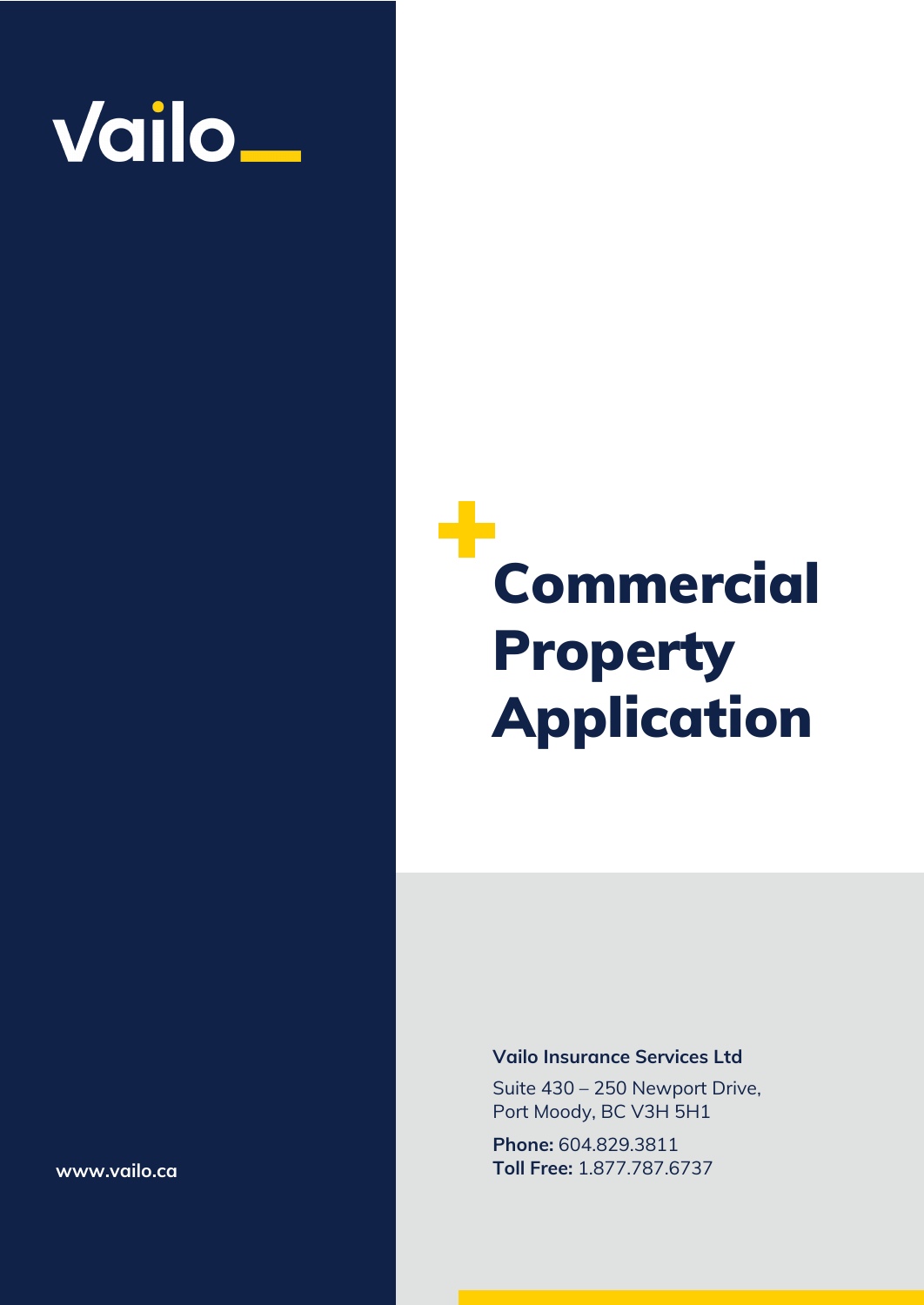Vailo

# Commercial Property Application

**Vailo Insurance Services Ltd**

Suite 430 – 250 Newport Drive,
Port Moody, BC V3H 5H1

**Phone:** 604.829.3811
**Toll Free:** 1.877.787.6737

www.vailo.ca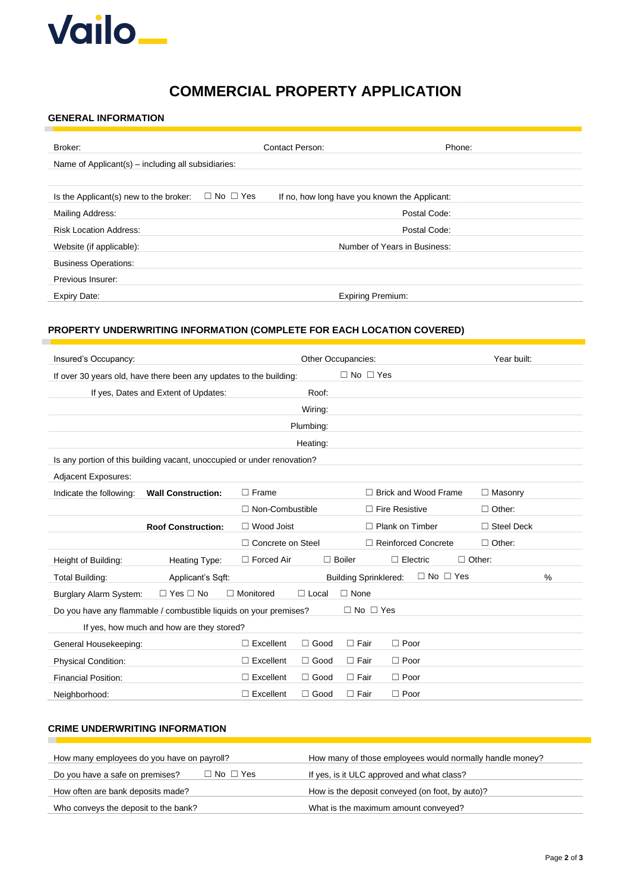Vailo

# COMMERCIAL PROPERTY APPLICATION

## GENERAL INFORMATION

| | | |
|---|---|---|
| Broker: | Contact Person: | Phone: |
| Name of Applicant(s) – including all subsidiaries: | | |
| | | |
| Is the Applicant(s) new to the broker: ☐ No ☐ Yes | If no, how long have you known the Applicant: | |
| Mailing Address: | Postal Code: | |
| Risk Location Address: | Postal Code: | |
| Website (if applicable): | Number of Years in Business: | |
| Business Operations: | | |
| Previous Insurer: | | |
| Expiry Date: | Expiring Premium: | |

## PROPERTY UNDERWRITING INFORMATION (COMPLETE FOR EACH LOCATION COVERED)

| | | | | | |
|---|---|---|---|---|---|
| Insured's Occupancy: | | Other Occupancies: | | | Year built: |
| If over 30 years old, have there been any updates to the building: | | ☐ No ☐ Yes | | | |
| If yes, Dates and Extent of Updates: | | Roof: | | | |
| | | Wiring: | | | |
| | | Plumbing: | | | |
| | | Heating: | | | |
| Is any portion of this building vacant, unoccupied or under renovation? | | | | | |
| Adjacent Exposures: | | | | | |
| Indicate the following: | **Wall Construction:** | ☐ Frame | ☐ Brick and Wood Frame | ☐ Masonry | |
| | | ☐ Non-Combustible | ☐ Fire Resistive | ☐ Other: | |
| | **Roof Construction:** | ☐ Wood Joist | ☐ Plank on Timber | ☐ Steel Deck | |
| | | ☐ Concrete on Steel | ☐ Reinforced Concrete | ☐ Other: | |
| Height of Building: | Heating Type: | ☐ Forced Air ☐ Boiler | ☐ Electric | ☐ Other: | |
| Total Building: | Applicant's Sqft: | | Building Sprinklered: | ☐ No ☐ Yes | % |
| Burglary Alarm System: | ☐ Yes ☐ No | ☐ Monitored ☐ Local | ☐ None | | |
| Do you have any flammable / combustible liquids on your premises? | | ☐ No ☐ Yes | | | |
| If yes, how much and how are they stored? | | | | | |
| General Housekeeping: | | ☐ Excellent ☐ Good | ☐ Fair | ☐ Poor | |
| Physical Condition: | | ☐ Excellent ☐ Good | ☐ Fair | ☐ Poor | |
| Financial Position: | | ☐ Excellent ☐ Good | ☐ Fair | ☐ Poor | |
| Neighborhood: | | ☐ Excellent ☐ Good | ☐ Fair | ☐ Poor | |

## CRIME UNDERWRITING INFORMATION

| | |
|---|---|
| How many employees do you have on payroll? | How many of those employees would normally handle money? |
| Do you have a safe on premises? ☐ No ☐ Yes | If yes, is it ULC approved and what class? |
| How often are bank deposits made? | How is the deposit conveyed (on foot, by auto)? |
| Who conveys the deposit to the bank? | What is the maximum amount conveyed? |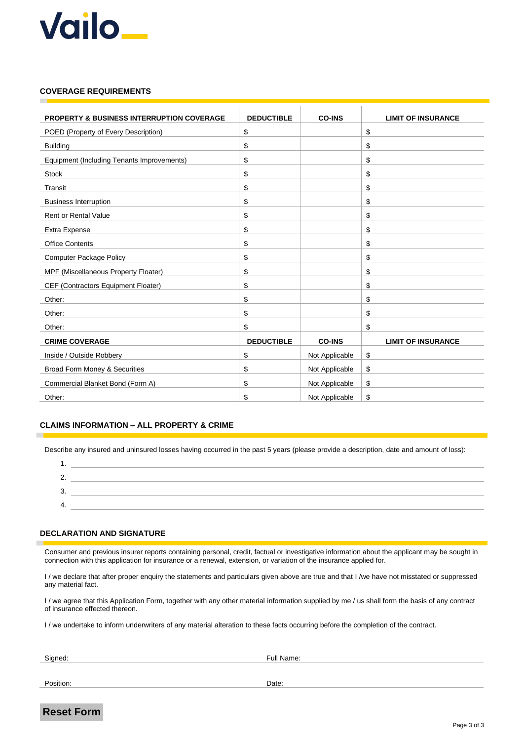Vailo

## COVERAGE REQUIREMENTS

| PROPERTY & BUSINESS INTERRUPTION COVERAGE | DEDUCTIBLE | CO-INS | LIMIT OF INSURANCE |
|---|---|---|---|
| POED (Property of Every Description) | $ | | $ |
| Building | $ | | $ |
| Equipment (Including Tenants Improvements) | $ | | $ |
| Stock | $ | | $ |
| Transit | $ | | $ |
| Business Interruption | $ | | $ |
| Rent or Rental Value | $ | | $ |
| Extra Expense | $ | | $ |
| Office Contents | $ | | $ |
| Computer Package Policy | $ | | $ |
| MPF (Miscellaneous Property Floater) | $ | | $ |
| CEF (Contractors Equipment Floater) | $ | | $ |
| Other: | $ | | $ |
| Other: | $ | | $ |
| Other: | $ | | $ |
| **CRIME COVERAGE** | **DEDUCTIBLE** | **CO-INS** | **LIMIT OF INSURANCE** |
| Inside / Outside Robbery | $ | Not Applicable | $ |
| Broad Form Money & Securities | $ | Not Applicable | $ |
| Commercial Blanket Bond (Form A) | $ | Not Applicable | $ |
| Other: | $ | Not Applicable | $ |

## CLAIMS INFORMATION – ALL PROPERTY & CRIME

Describe any insured and uninsured losses having occurred in the past 5 years (please provide a description, date and amount of loss):

1. 
2. 
3. 
4. 

## DECLARATION AND SIGNATURE

Consumer and previous insurer reports containing personal, credit, factual or investigative information about the applicant may be sought in connection with this application for insurance or a renewal, extension, or variation of the insurance applied for.

I / we declare that after proper enquiry the statements and particulars given above are true and that I /we have not misstated or suppressed any material fact.

I / we agree that this Application Form, together with any other material information supplied by me / us shall form the basis of any contract of insurance effected thereon.

I / we undertake to inform underwriters of any material alteration to these facts occurring before the completion of the contract.

Signed: Full Name:

Position: Date:

Reset Form